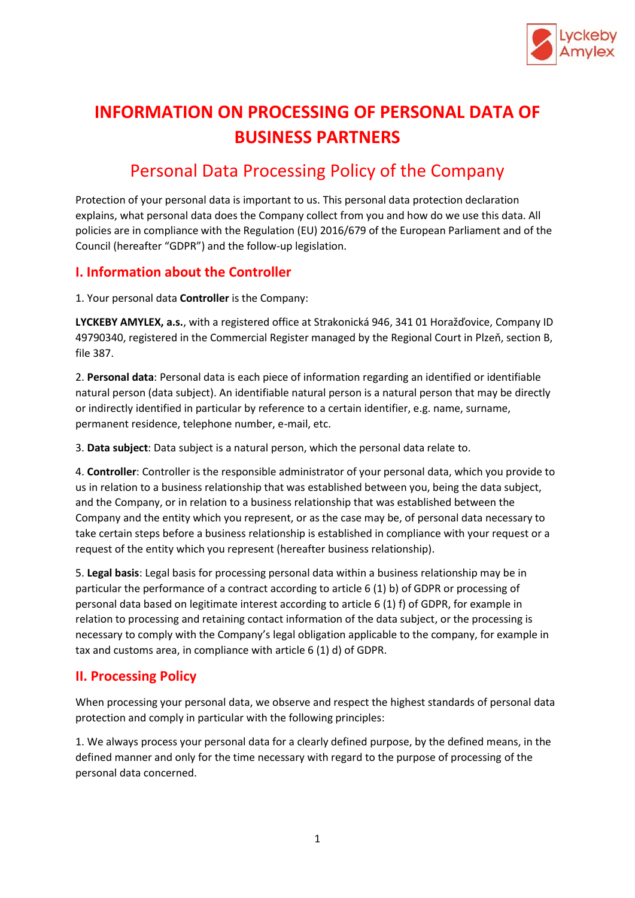# INFORMATION ON PROCESSING OF PERSONAL DATA OF BUSINESS PARTNERS

## Personal Data Processing Policy of the Company

Protection of your personal data is important to us. This personal data protection declaration explains, what personal data does the Company collect from you and how do we use this data. All policies are in compliance with the Regulation (EU) 2016/679 of the European Parliament and of the Council (hereafter "GDPR") and the follow-up legislation.

### I. Information about the Controller

1. Your personal data **Controller** is the Company:

**LYCKEBY AMYLEX, a.s.**, with a registered office at Strakonická 946, 341 01 Horažďovice, Company ID 49790340, registered in the Commercial Register managed by the Regional Court in Plzeň, section B, file 387.

2. **Personal data**: Personal data is each piece of information regarding an identified or identifiable natural person (data subject). An identifiable natural person is a natural person that may be directly or indirectly identified in particular by reference to a certain identifier, e.g. name, surname, permanent residence, telephone number, e-mail, etc.

3. **Data subject**: Data subject is a natural person, which the personal data relate to.

4. **Controller**: Controller is the responsible administrator of your personal data, which you provide to us in relation to a business relationship that was established between you, being the data subject, and the Company, or in relation to a business relationship that was established between the Company and the entity which you represent, or as the case may be, of personal data necessary to take certain steps before a business relationship is established in compliance with your request or a request of the entity which you represent (hereafter business relationship).

5. **Legal basis**: Legal basis for processing personal data within a business relationship may be in particular the performance of a contract according to article 6 (1) b) of GDPR or processing of personal data based on legitimate interest according to article 6 (1) f) of GDPR, for example in relation to processing and retaining contact information of the data subject, or the processing is necessary to comply with the Company's legal obligation applicable to the company, for example in tax and customs area, in compliance with article 6 (1) d) of GDPR.

### II. Processing Policy

When processing your personal data, we observe and respect the highest standards of personal data protection and comply in particular with the following principles:

1. We always process your personal data for a clearly defined purpose, by the defined means, in the defined manner and only for the time necessary with regard to the purpose of processing of the personal data concerned.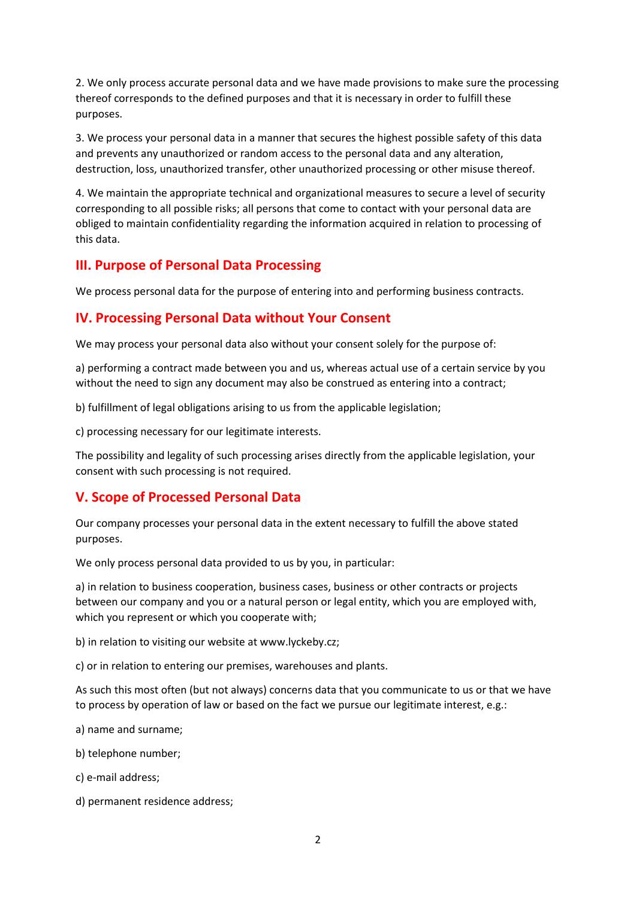2. We only process accurate personal data and we have made provisions to make sure the processing thereof corresponds to the defined purposes and that it is necessary in order to fulfill these purposes.

3. We process your personal data in a manner that secures the highest possible safety of this data and prevents any unauthorized or random access to the personal data and any alteration, destruction, loss, unauthorized transfer, other unauthorized processing or other misuse thereof.

4. We maintain the appropriate technical and organizational measures to secure a level of security corresponding to all possible risks; all persons that come to contact with your personal data are obliged to maintain confidentiality regarding the information acquired in relation to processing of this data.

## III. Purpose of Personal Data Processing

We process personal data for the purpose of entering into and performing business contracts.

## IV. Processing Personal Data without Your Consent

We may process your personal data also without your consent solely for the purpose of:

a) performing a contract made between you and us, whereas actual use of a certain service by you without the need to sign any document may also be construed as entering into a contract;

b) fulfillment of legal obligations arising to us from the applicable legislation;

c) processing necessary for our legitimate interests.

The possibility and legality of such processing arises directly from the applicable legislation, your consent with such processing is not required.

## V. Scope of Processed Personal Data

Our company processes your personal data in the extent necessary to fulfill the above stated purposes.

We only process personal data provided to us by you, in particular:

a) in relation to business cooperation, business cases, business or other contracts or projects between our company and you or a natural person or legal entity, which you are employed with, which you represent or which you cooperate with;

b) in relation to visiting our website at www.lyckeby.cz;

c) or in relation to entering our premises, warehouses and plants.

As such this most often (but not always) concerns data that you communicate to us or that we have to process by operation of law or based on the fact we pursue our legitimate interest, e.g.:

a) name and surname;

b) telephone number;

c) e-mail address;

d) permanent residence address;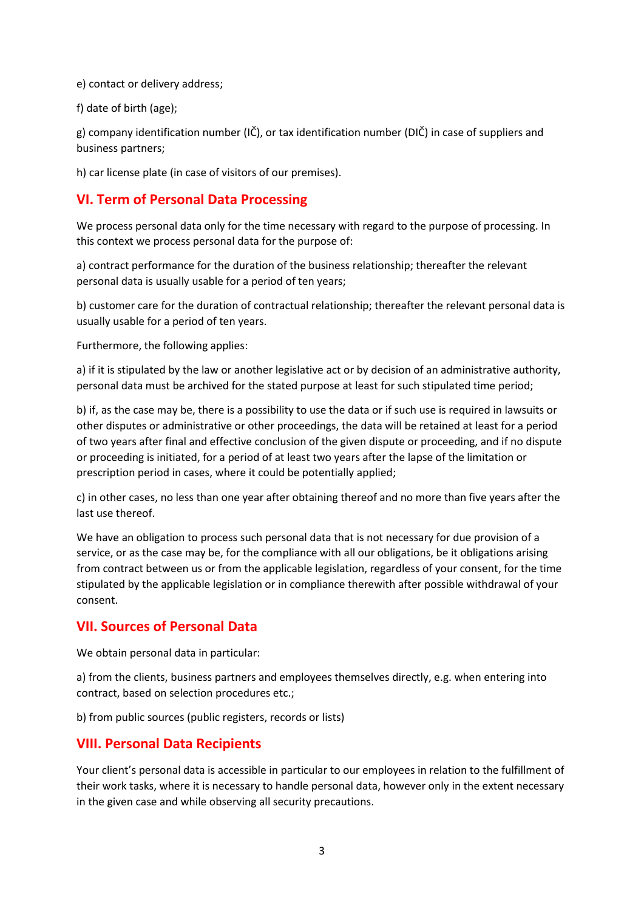e) contact or delivery address;

f) date of birth (age);

g) company identification number (IČ), or tax identification number (DIČ) in case of suppliers and business partners;

h) car license plate (in case of visitors of our premises).

## VI. Term of Personal Data Processing

We process personal data only for the time necessary with regard to the purpose of processing. In this context we process personal data for the purpose of:

a) contract performance for the duration of the business relationship; thereafter the relevant personal data is usually usable for a period of ten years;

b) customer care for the duration of contractual relationship; thereafter the relevant personal data is usually usable for a period of ten years.

Furthermore, the following applies:

a) if it is stipulated by the law or another legislative act or by decision of an administrative authority, personal data must be archived for the stated purpose at least for such stipulated time period;

b) if, as the case may be, there is a possibility to use the data or if such use is required in lawsuits or other disputes or administrative or other proceedings, the data will be retained at least for a period of two years after final and effective conclusion of the given dispute or proceeding, and if no dispute or proceeding is initiated, for a period of at least two years after the lapse of the limitation or prescription period in cases, where it could be potentially applied;

c) in other cases, no less than one year after obtaining thereof and no more than five years after the last use thereof.

We have an obligation to process such personal data that is not necessary for due provision of a service, or as the case may be, for the compliance with all our obligations, be it obligations arising from contract between us or from the applicable legislation, regardless of your consent, for the time stipulated by the applicable legislation or in compliance therewith after possible withdrawal of your consent.

## VII. Sources of Personal Data

We obtain personal data in particular:

a) from the clients, business partners and employees themselves directly, e.g. when entering into contract, based on selection procedures etc.;

b) from public sources (public registers, records or lists)

## VIII. Personal Data Recipients

Your client's personal data is accessible in particular to our employees in relation to the fulfillment of their work tasks, where it is necessary to handle personal data, however only in the extent necessary in the given case and while observing all security precautions.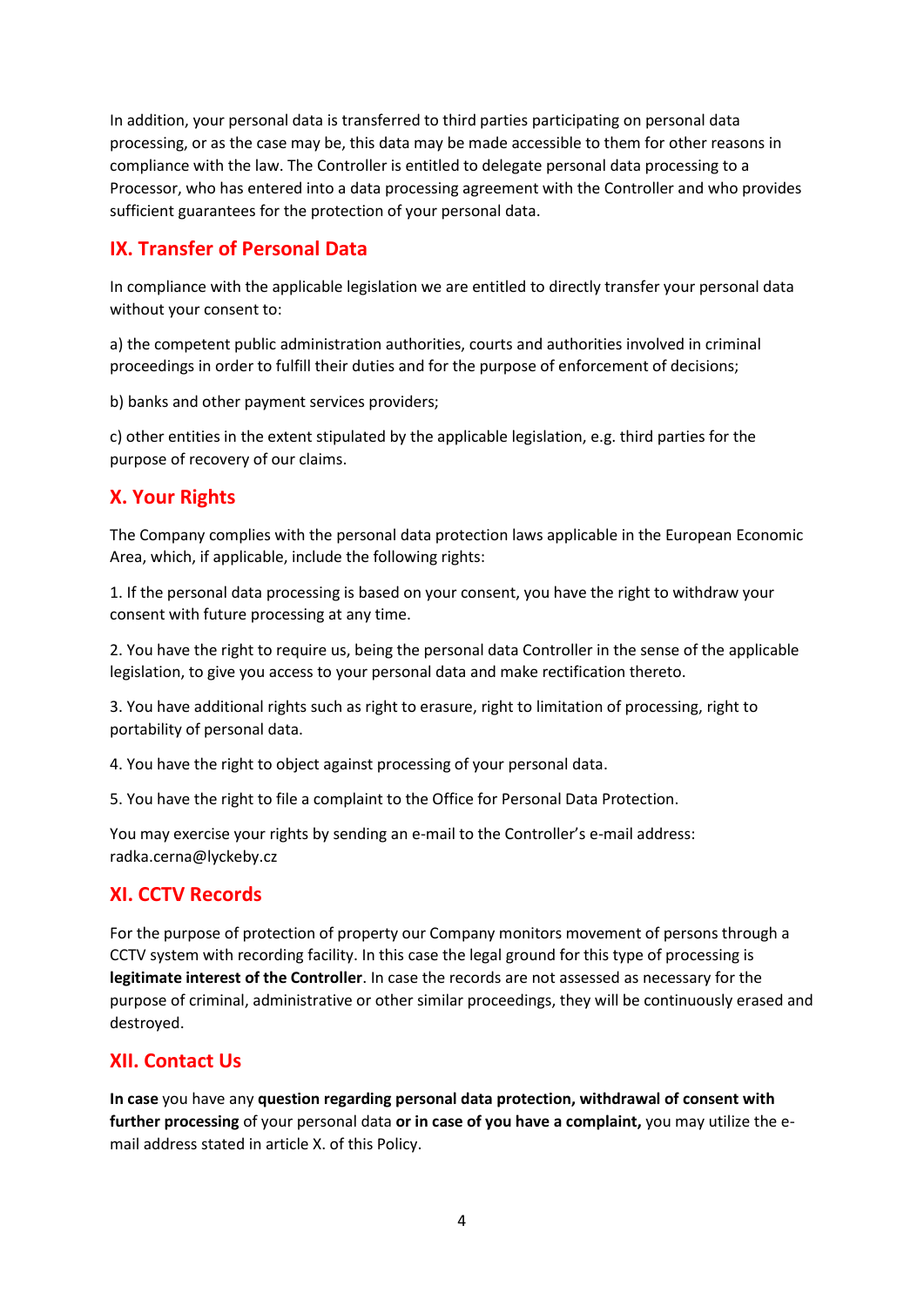In addition, your personal data is transferred to third parties participating on personal data processing, or as the case may be, this data may be made accessible to them for other reasons in compliance with the law. The Controller is entitled to delegate personal data processing to a Processor, who has entered into a data processing agreement with the Controller and who provides sufficient guarantees for the protection of your personal data.

## IX. Transfer of Personal Data

In compliance with the applicable legislation we are entitled to directly transfer your personal data without your consent to:

a) the competent public administration authorities, courts and authorities involved in criminal proceedings in order to fulfill their duties and for the purpose of enforcement of decisions;

b) banks and other payment services providers;

c) other entities in the extent stipulated by the applicable legislation, e.g. third parties for the purpose of recovery of our claims.

## X. Your Rights

The Company complies with the personal data protection laws applicable in the European Economic Area, which, if applicable, include the following rights:

1. If the personal data processing is based on your consent, you have the right to withdraw your consent with future processing at any time.

2. You have the right to require us, being the personal data Controller in the sense of the applicable legislation, to give you access to your personal data and make rectification thereto.

3. You have additional rights such as right to erasure, right to limitation of processing, right to portability of personal data.

4. You have the right to object against processing of your personal data.

5. You have the right to file a complaint to the Office for Personal Data Protection.

You may exercise your rights by sending an e-mail to the Controller's e-mail address: radka.cerna@lyckeby.cz

## XI. CCTV Records

For the purpose of protection of property our Company monitors movement of persons through a CCTV system with recording facility. In this case the legal ground for this type of processing is **legitimate interest of the Controller**. In case the records are not assessed as necessary for the purpose of criminal, administrative or other similar proceedings, they will be continuously erased and destroyed.

## XII. Contact Us

**In case** you have any **question regarding personal data protection, withdrawal of consent with further processing** of your personal data **or in case of you have a complaint,** you may utilize the e-mail address stated in article X. of this Policy.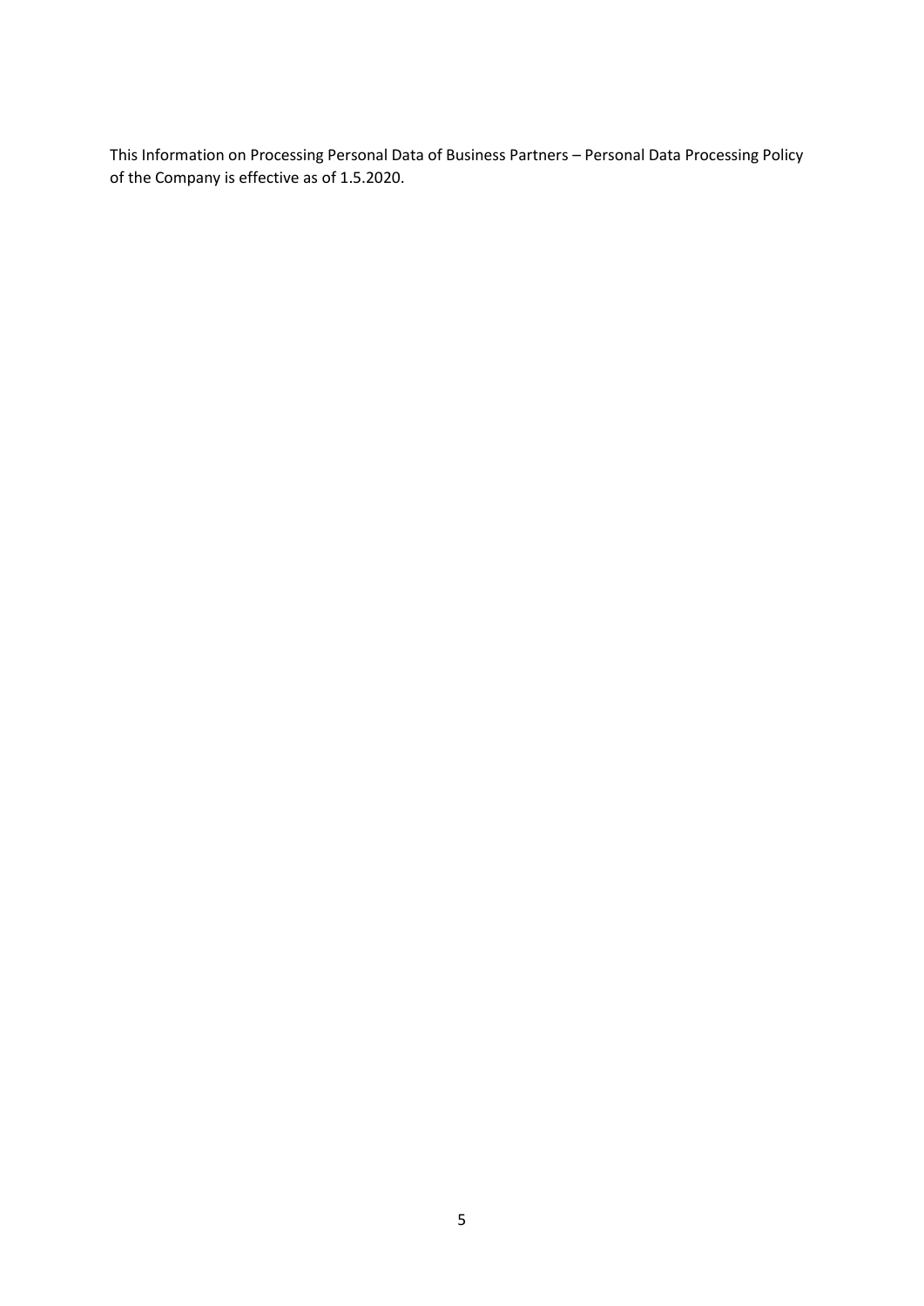This Information on Processing Personal Data of Business Partners – Personal Data Processing Policy of the Company is effective as of 1.5.2020.